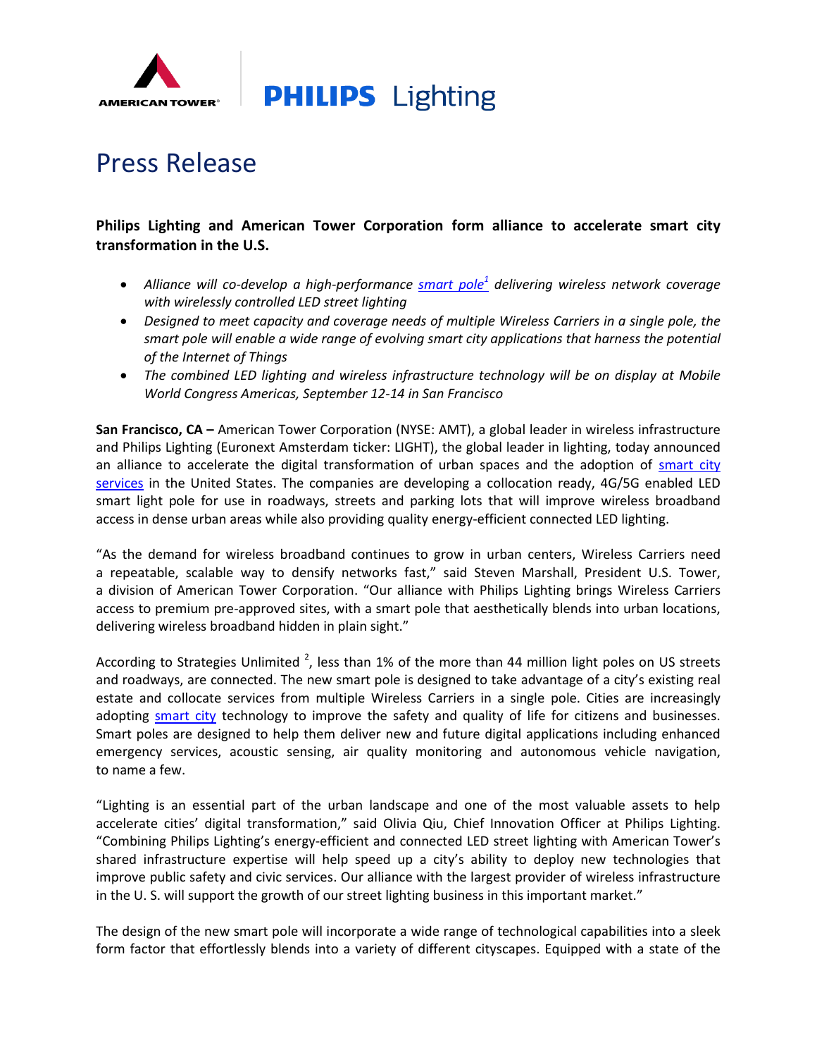AMERICAN TOWER® | PHILIPS Lighting

# Press Release

**Philips Lighting and American Tower Corporation form alliance to accelerate smart city transformation in the U.S.**

- *Alliance will co-develop a high-performance smart pole[1] delivering wireless network coverage with wirelessly controlled LED street lighting*
- *Designed to meet capacity and coverage needs of multiple Wireless Carriers in a single pole, the smart pole will enable a wide range of evolving smart city applications that harness the potential of the Internet of Things*
- *The combined LED lighting and wireless infrastructure technology will be on display at Mobile World Congress Americas, September 12-14 in San Francisco*

**San Francisco, CA –** American Tower Corporation (NYSE: AMT), a global leader in wireless infrastructure and Philips Lighting (Euronext Amsterdam ticker: LIGHT), the global leader in lighting, today announced an alliance to accelerate the digital transformation of urban spaces and the adoption of smart city services in the United States. The companies are developing a collocation ready, 4G/5G enabled LED smart light pole for use in roadways, streets and parking lots that will improve wireless broadband access in dense urban areas while also providing quality energy-efficient connected LED lighting.

"As the demand for wireless broadband continues to grow in urban centers, Wireless Carriers need a repeatable, scalable way to densify networks fast," said Steven Marshall, President U.S. Tower, a division of American Tower Corporation. "Our alliance with Philips Lighting brings Wireless Carriers access to premium pre-approved sites, with a smart pole that aesthetically blends into urban locations, delivering wireless broadband hidden in plain sight."

According to Strategies Unlimited [2], less than 1% of the more than 44 million light poles on US streets and roadways, are connected. The new smart pole is designed to take advantage of a city's existing real estate and collocate services from multiple Wireless Carriers in a single pole. Cities are increasingly adopting smart city technology to improve the safety and quality of life for citizens and businesses. Smart poles are designed to help them deliver new and future digital applications including enhanced emergency services, acoustic sensing, air quality monitoring and autonomous vehicle navigation, to name a few.

"Lighting is an essential part of the urban landscape and one of the most valuable assets to help accelerate cities' digital transformation," said Olivia Qiu, Chief Innovation Officer at Philips Lighting. "Combining Philips Lighting's energy-efficient and connected LED street lighting with American Tower's shared infrastructure expertise will help speed up a city's ability to deploy new technologies that improve public safety and civic services. Our alliance with the largest provider of wireless infrastructure in the U. S. will support the growth of our street lighting business in this important market."

The design of the new smart pole will incorporate a wide range of technological capabilities into a sleek form factor that effortlessly blends into a variety of different cityscapes. Equipped with a state of the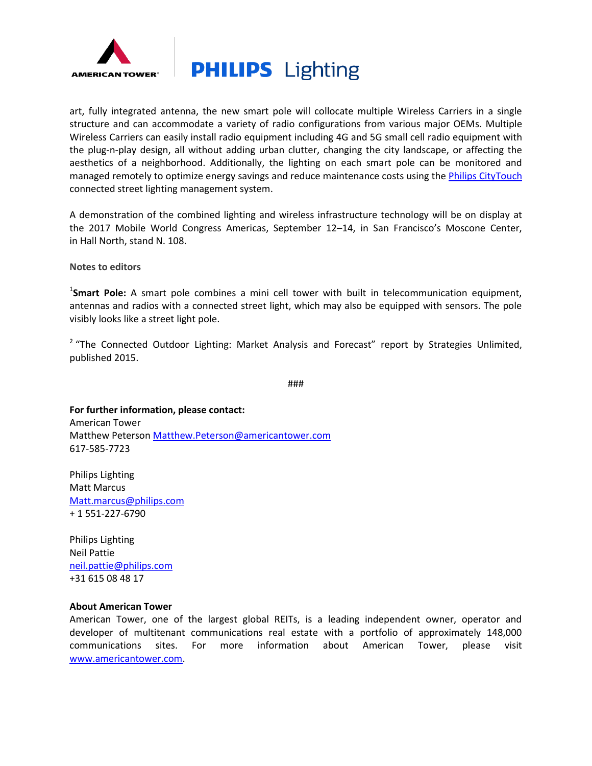art, fully integrated antenna, the new smart pole will collocate multiple Wireless Carriers in a single structure and can accommodate a variety of radio configurations from various major OEMs. Multiple Wireless Carriers can easily install radio equipment including 4G and 5G small cell radio equipment with the plug-n-play design, all without adding urban clutter, changing the city landscape, or affecting the aesthetics of a neighborhood. Additionally, the lighting on each smart pole can be monitored and managed remotely to optimize energy savings and reduce maintenance costs using the Philips CityTouch connected street lighting management system.

A demonstration of the combined lighting and wireless infrastructure technology will be on display at the 2017 Mobile World Congress Americas, September 12–14, in San Francisco's Moscone Center, in Hall North, stand N. 108.

**Notes to editors**

[1]**Smart Pole:** A smart pole combines a mini cell tower with built in telecommunication equipment, antennas and radios with a connected street light, which may also be equipped with sensors. The pole visibly looks like a street light pole.

[2] "The Connected Outdoor Lighting: Market Analysis and Forecast" report by Strategies Unlimited, published 2015.

###

**For further information, please contact:**
American Tower
Matthew Peterson Matthew.Peterson@americantower.com
617-585-7723

Philips Lighting
Matt Marcus
Matt.marcus@philips.com
+ 1 551-227-6790

Philips Lighting
Neil Pattie
neil.pattie@philips.com
+31 615 08 48 17

**About American Tower**
American Tower, one of the largest global REITs, is a leading independent owner, operator and developer of multitenant communications real estate with a portfolio of approximately 148,000 communications sites. For more information about American Tower, please visit www.americantower.com.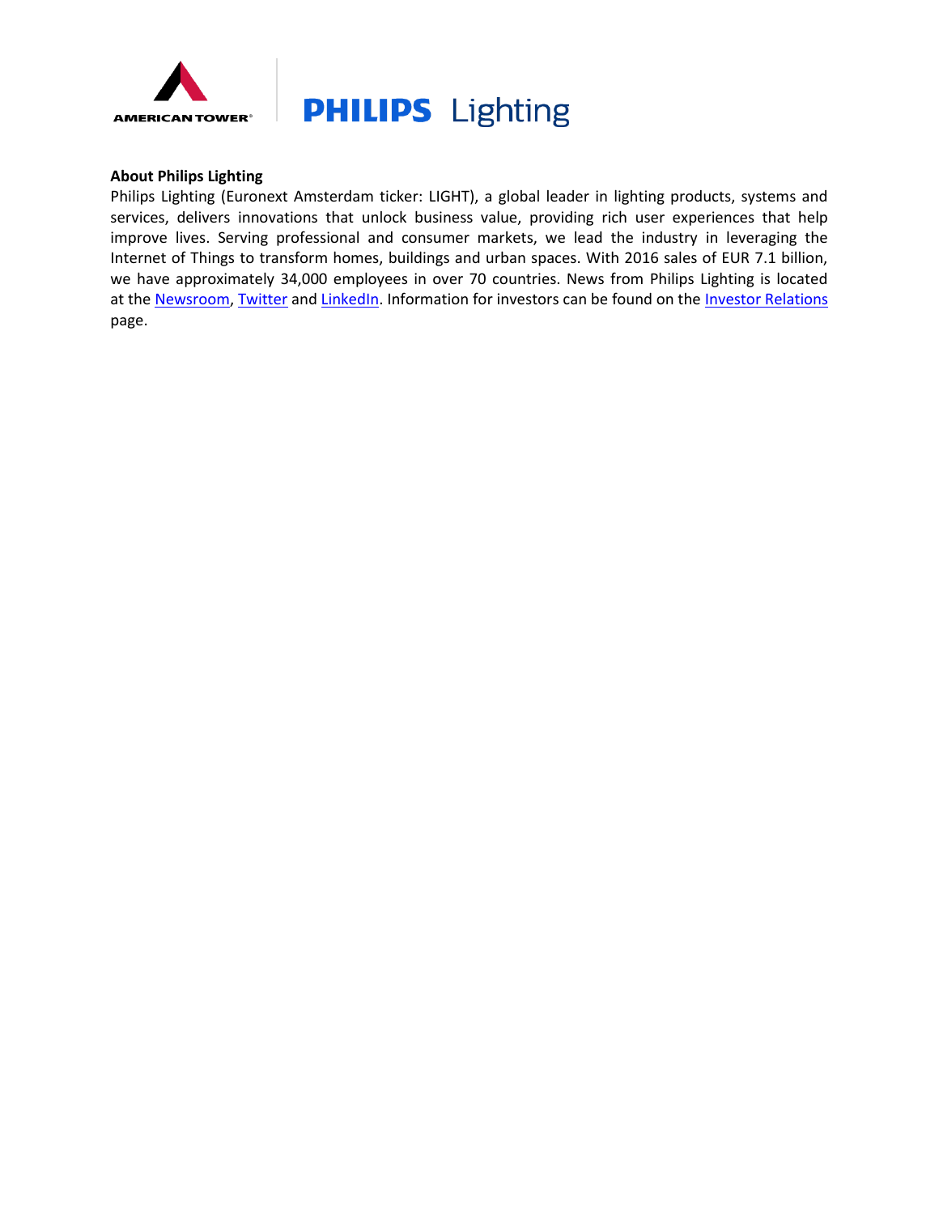**About Philips Lighting**

Philips Lighting (Euronext Amsterdam ticker: LIGHT), a global leader in lighting products, systems and services, delivers innovations that unlock business value, providing rich user experiences that help improve lives. Serving professional and consumer markets, we lead the industry in leveraging the Internet of Things to transform homes, buildings and urban spaces. With 2016 sales of EUR 7.1 billion, we have approximately 34,000 employees in over 70 countries. News from Philips Lighting is located at the Newsroom, Twitter and LinkedIn. Information for investors can be found on the Investor Relations page.